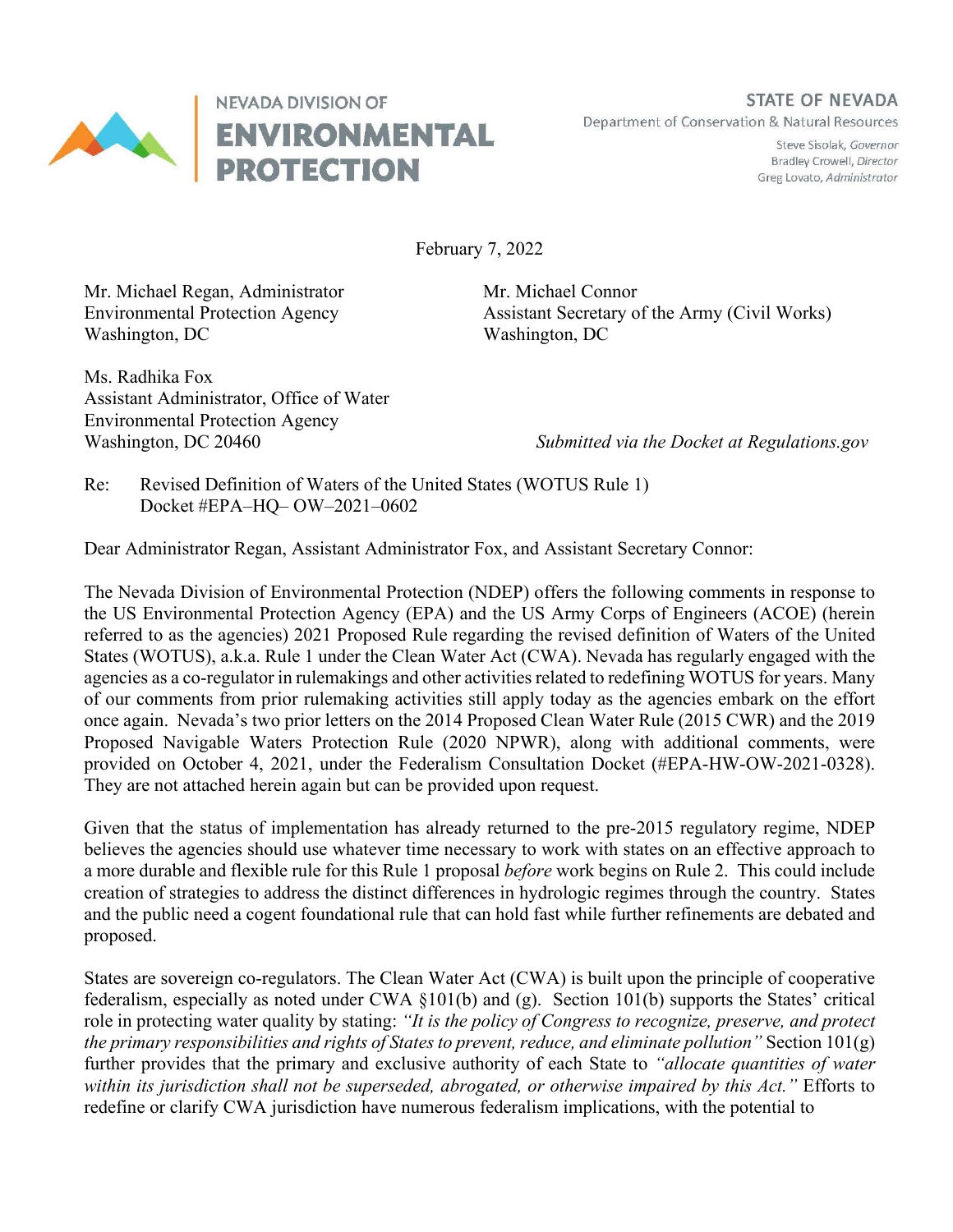NEVADA DIVISION OF
**ENVIRONMENTAL PROTECTION**

STATE OF NEVADA
Department of Conservation & Natural Resources
Steve Sisolak, *Governor*
Bradley Crowell, *Director*
Greg Lovato, *Administrator*

February 7, 2022

Mr. Michael Regan, Administrator
Environmental Protection Agency
Washington, DC

Mr. Michael Connor
Assistant Secretary of the Army (Civil Works)
Washington, DC

Ms. Radhika Fox
Assistant Administrator, Office of Water
Environmental Protection Agency
Washington, DC 20460

*Submitted via the Docket at Regulations.gov*

Re: Revised Definition of Waters of the United States (WOTUS Rule 1)
Docket #EPA–HQ– OW–2021–0602

Dear Administrator Regan, Assistant Administrator Fox, and Assistant Secretary Connor:

The Nevada Division of Environmental Protection (NDEP) offers the following comments in response to the US Environmental Protection Agency (EPA) and the US Army Corps of Engineers (ACOE) (herein referred to as the agencies) 2021 Proposed Rule regarding the revised definition of Waters of the United States (WOTUS), a.k.a. Rule 1 under the Clean Water Act (CWA). Nevada has regularly engaged with the agencies as a co-regulator in rulemakings and other activities related to redefining WOTUS for years. Many of our comments from prior rulemaking activities still apply today as the agencies embark on the effort once again. Nevada's two prior letters on the 2014 Proposed Clean Water Rule (2015 CWR) and the 2019 Proposed Navigable Waters Protection Rule (2020 NPWR), along with additional comments, were provided on October 4, 2021, under the Federalism Consultation Docket (#EPA-HW-OW-2021-0328). They are not attached herein again but can be provided upon request.

Given that the status of implementation has already returned to the pre-2015 regulatory regime, NDEP believes the agencies should use whatever time necessary to work with states on an effective approach to a more durable and flexible rule for this Rule 1 proposal *before* work begins on Rule 2. This could include creation of strategies to address the distinct differences in hydrologic regimes through the country. States and the public need a cogent foundational rule that can hold fast while further refinements are debated and proposed.

States are sovereign co-regulators. The Clean Water Act (CWA) is built upon the principle of cooperative federalism, especially as noted under CWA §101(b) and (g). Section 101(b) supports the States' critical role in protecting water quality by stating: *"It is the policy of Congress to recognize, preserve, and protect the primary responsibilities and rights of States to prevent, reduce, and eliminate pollution"* Section 101(g) further provides that the primary and exclusive authority of each State to *"allocate quantities of water within its jurisdiction shall not be superseded, abrogated, or otherwise impaired by this Act."* Efforts to redefine or clarify CWA jurisdiction have numerous federalism implications, with the potential to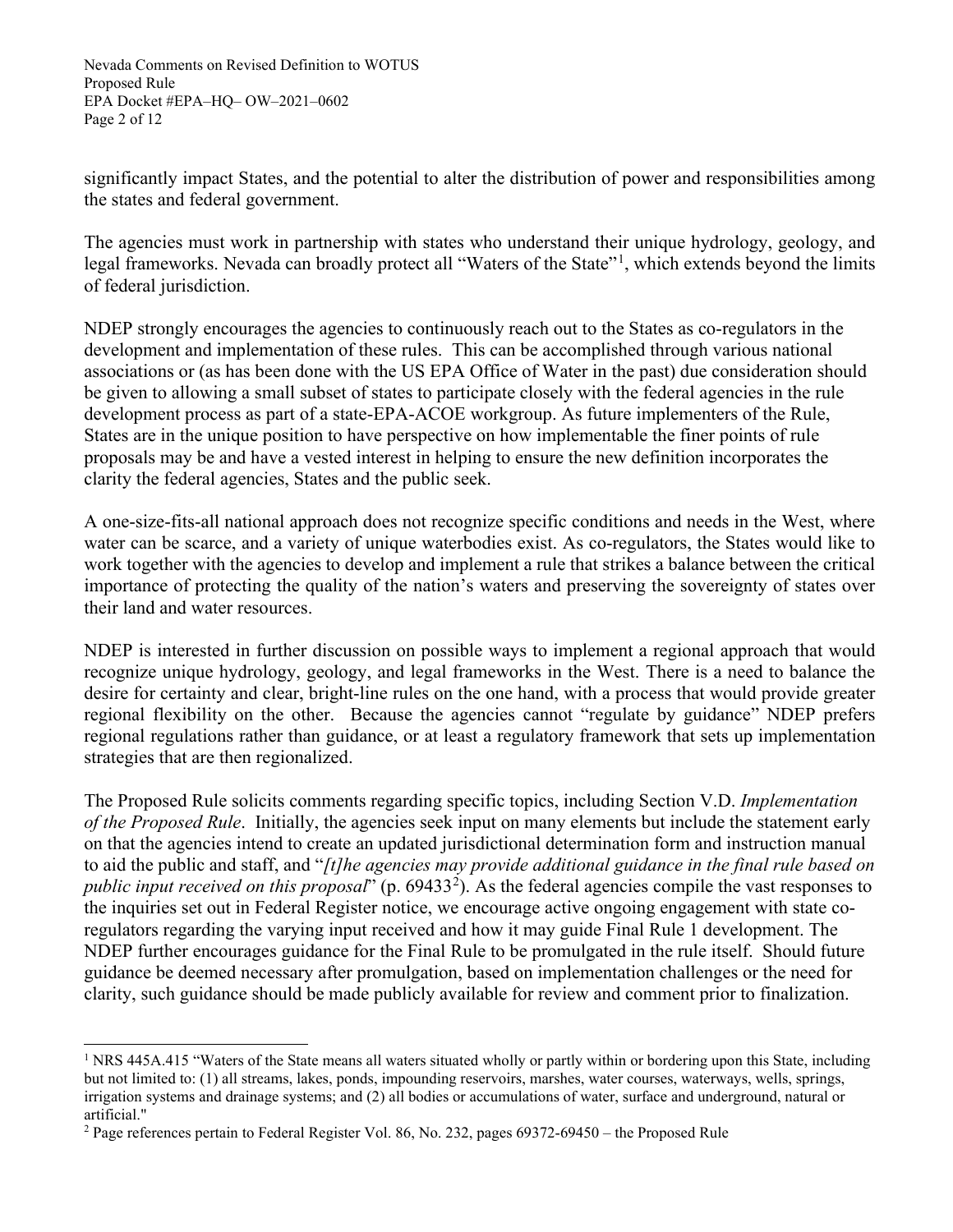significantly impact States, and the potential to alter the distribution of power and responsibilities among the states and federal government.

The agencies must work in partnership with states who understand their unique hydrology, geology, and legal frameworks. Nevada can broadly protect all "Waters of the State"[1], which extends beyond the limits of federal jurisdiction.

NDEP strongly encourages the agencies to continuously reach out to the States as co-regulators in the development and implementation of these rules. This can be accomplished through various national associations or (as has been done with the US EPA Office of Water in the past) due consideration should be given to allowing a small subset of states to participate closely with the federal agencies in the rule development process as part of a state-EPA-ACOE workgroup. As future implementers of the Rule, States are in the unique position to have perspective on how implementable the finer points of rule proposals may be and have a vested interest in helping to ensure the new definition incorporates the clarity the federal agencies, States and the public seek.

A one-size-fits-all national approach does not recognize specific conditions and needs in the West, where water can be scarce, and a variety of unique waterbodies exist. As co-regulators, the States would like to work together with the agencies to develop and implement a rule that strikes a balance between the critical importance of protecting the quality of the nation's waters and preserving the sovereignty of states over their land and water resources.

NDEP is interested in further discussion on possible ways to implement a regional approach that would recognize unique hydrology, geology, and legal frameworks in the West. There is a need to balance the desire for certainty and clear, bright-line rules on the one hand, with a process that would provide greater regional flexibility on the other. Because the agencies cannot "regulate by guidance" NDEP prefers regional regulations rather than guidance, or at least a regulatory framework that sets up implementation strategies that are then regionalized.

The Proposed Rule solicits comments regarding specific topics, including Section V.D. *Implementation of the Proposed Rule*. Initially, the agencies seek input on many elements but include the statement early on that the agencies intend to create an updated jurisdictional determination form and instruction manual to aid the public and staff, and "*[t]he agencies may provide additional guidance in the final rule based on public input received on this proposal*" (p. 69433[2]). As the federal agencies compile the vast responses to the inquiries set out in Federal Register notice, we encourage active ongoing engagement with state co-regulators regarding the varying input received and how it may guide Final Rule 1 development. The NDEP further encourages guidance for the Final Rule to be promulgated in the rule itself. Should future guidance be deemed necessary after promulgation, based on implementation challenges or the need for clarity, such guidance should be made publicly available for review and comment prior to finalization.

---

[1] NRS 445A.415 "Waters of the State means all waters situated wholly or partly within or bordering upon this State, including but not limited to: (1) all streams, lakes, ponds, impounding reservoirs, marshes, water courses, waterways, wells, springs, irrigation systems and drainage systems; and (2) all bodies or accumulations of water, surface and underground, natural or artificial."

[2] Page references pertain to Federal Register Vol. 86, No. 232, pages 69372-69450 – the Proposed Rule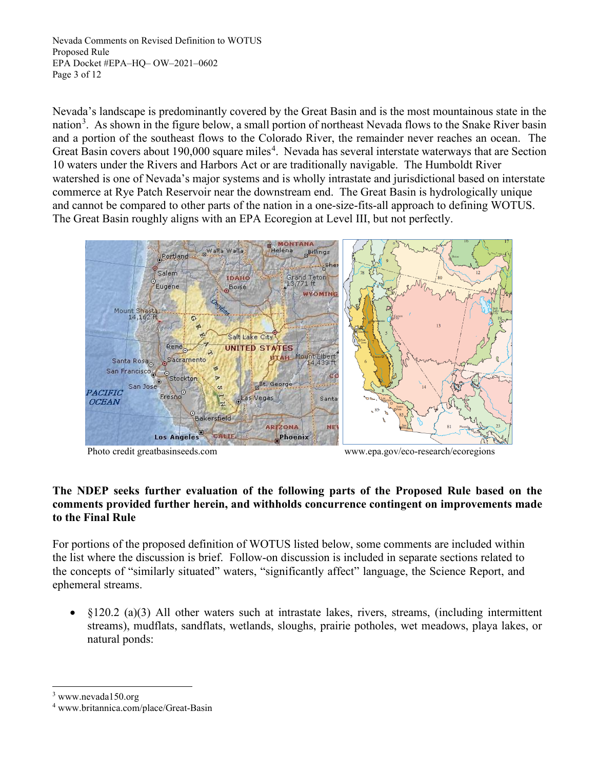Nevada's landscape is predominantly covered by the Great Basin and is the most mountainous state in the nation[3]. As shown in the figure below, a small portion of northeast Nevada flows to the Snake River basin and a portion of the southeast flows to the Colorado River, the remainder never reaches an ocean. The Great Basin covers about 190,000 square miles[4]. Nevada has several interstate waterways that are Section 10 waters under the Rivers and Harbors Act or are traditionally navigable. The Humboldt River watershed is one of Nevada's major systems and is wholly intrastate and jurisdictional based on interstate commerce at Rye Patch Reservoir near the downstream end. The Great Basin is hydrologically unique and cannot be compared to other parts of the nation in a one-size-fits-all approach to defining WOTUS. The Great Basin roughly aligns with an EPA Ecoregion at Level III, but not perfectly.

Photo credit greatbasinseeds.com

www.epa.gov/eco-research/ecoregions

**The NDEP seeks further evaluation of the following parts of the Proposed Rule based on the comments provided further herein, and withholds concurrence contingent on improvements made to the Final Rule**

For portions of the proposed definition of WOTUS listed below, some comments are included within the list where the discussion is brief. Follow-on discussion is included in separate sections related to the concepts of "similarly situated" waters, "significantly affect" language, the Science Report, and ephemeral streams.

- §120.2 (a)(3) All other waters such at intrastate lakes, rivers, streams, (including intermittent streams), mudflats, sandflats, wetlands, sloughs, prairie potholes, wet meadows, playa lakes, or natural ponds:

[3] www.nevada150.org

[4] www.britannica.com/place/Great-Basin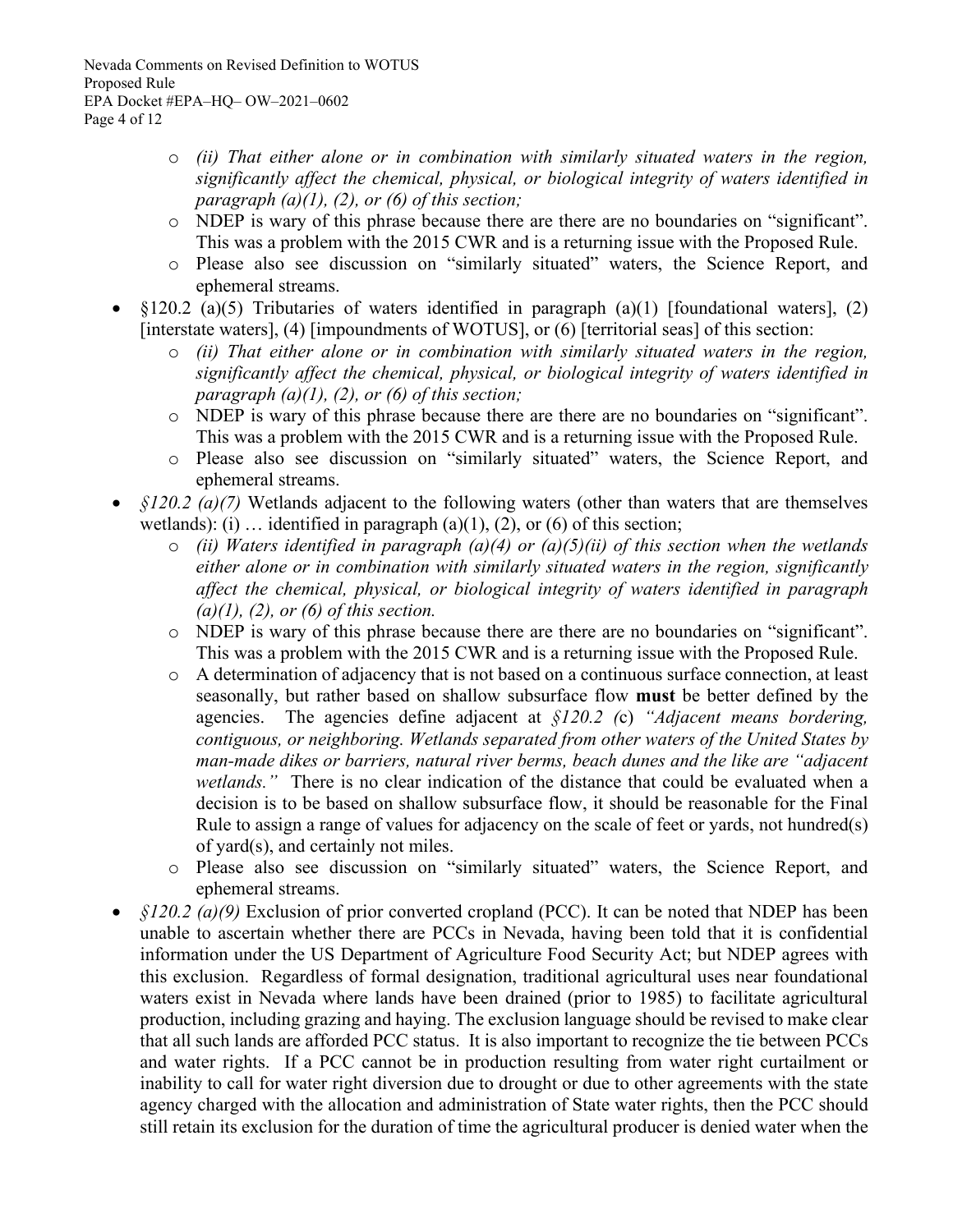- *(ii) That either alone or in combination with similarly situated waters in the region, significantly affect the chemical, physical, or biological integrity of waters identified in paragraph (a)(1), (2), or (6) of this section;*
  - NDEP is wary of this phrase because there are there are no boundaries on "significant". This was a problem with the 2015 CWR and is a returning issue with the Proposed Rule.
  - Please also see discussion on "similarly situated" waters, the Science Report, and ephemeral streams.
- §120.2 (a)(5) Tributaries of waters identified in paragraph (a)(1) [foundational waters], (2) [interstate waters], (4) [impoundments of WOTUS], or (6) [territorial seas] of this section:
  - *(ii) That either alone or in combination with similarly situated waters in the region, significantly affect the chemical, physical, or biological integrity of waters identified in paragraph (a)(1), (2), or (6) of this section;*
  - NDEP is wary of this phrase because there are there are no boundaries on "significant". This was a problem with the 2015 CWR and is a returning issue with the Proposed Rule.
  - Please also see discussion on "similarly situated" waters, the Science Report, and ephemeral streams.
- *§120.2 (a)(7)* Wetlands adjacent to the following waters (other than waters that are themselves wetlands): (i) … identified in paragraph (a)(1), (2), or (6) of this section;
  - *(ii) Waters identified in paragraph (a)(4) or (a)(5)(ii) of this section when the wetlands either alone or in combination with similarly situated waters in the region, significantly affect the chemical, physical, or biological integrity of waters identified in paragraph (a)(1), (2), or (6) of this section.*
  - NDEP is wary of this phrase because there are there are no boundaries on "significant". This was a problem with the 2015 CWR and is a returning issue with the Proposed Rule.
  - A determination of adjacency that is not based on a continuous surface connection, at least seasonally, but rather based on shallow subsurface flow **must** be better defined by the agencies. The agencies define adjacent at *§120.2 (*c) *"Adjacent means bordering, contiguous, or neighboring. Wetlands separated from other waters of the United States by man-made dikes or barriers, natural river berms, beach dunes and the like are "adjacent wetlands."* There is no clear indication of the distance that could be evaluated when a decision is to be based on shallow subsurface flow, it should be reasonable for the Final Rule to assign a range of values for adjacency on the scale of feet or yards, not hundred(s) of yard(s), and certainly not miles.
  - Please also see discussion on "similarly situated" waters, the Science Report, and ephemeral streams.
- *§120.2 (a)(9)* Exclusion of prior converted cropland (PCC). It can be noted that NDEP has been unable to ascertain whether there are PCCs in Nevada, having been told that it is confidential information under the US Department of Agriculture Food Security Act; but NDEP agrees with this exclusion. Regardless of formal designation, traditional agricultural uses near foundational waters exist in Nevada where lands have been drained (prior to 1985) to facilitate agricultural production, including grazing and haying. The exclusion language should be revised to make clear that all such lands are afforded PCC status. It is also important to recognize the tie between PCCs and water rights. If a PCC cannot be in production resulting from water right curtailment or inability to call for water right diversion due to drought or due to other agreements with the state agency charged with the allocation and administration of State water rights, then the PCC should still retain its exclusion for the duration of time the agricultural producer is denied water when the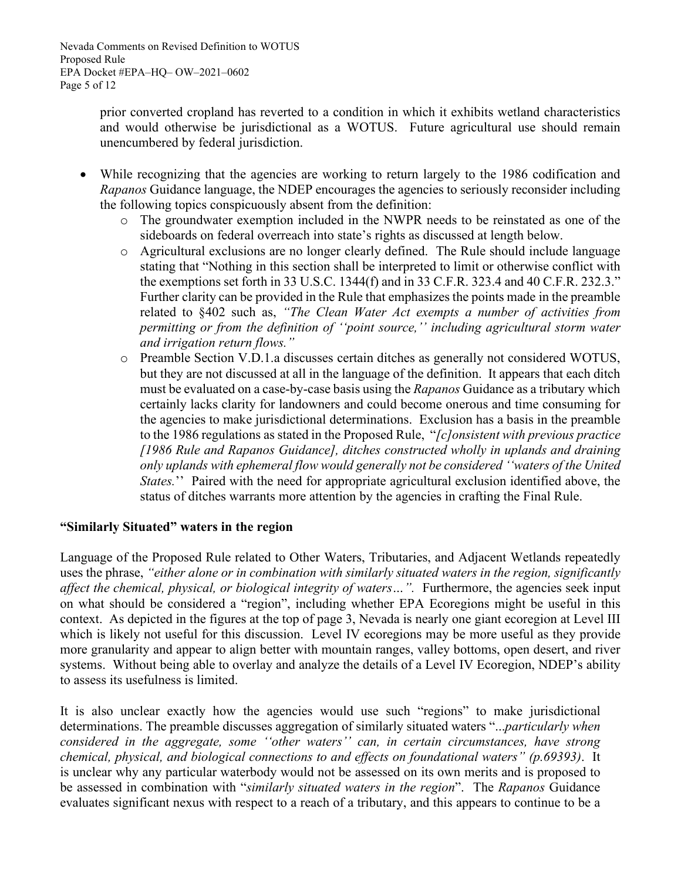prior converted cropland has reverted to a condition in which it exhibits wetland characteristics and would otherwise be jurisdictional as a WOTUS. Future agricultural use should remain unencumbered by federal jurisdiction.

- While recognizing that the agencies are working to return largely to the 1986 codification and *Rapanos* Guidance language, the NDEP encourages the agencies to seriously reconsider including the following topics conspicuously absent from the definition:
  - The groundwater exemption included in the NWPR needs to be reinstated as one of the sideboards on federal overreach into state's rights as discussed at length below.
  - Agricultural exclusions are no longer clearly defined. The Rule should include language stating that "Nothing in this section shall be interpreted to limit or otherwise conflict with the exemptions set forth in 33 U.S.C. 1344(f) and in 33 C.F.R. 323.4 and 40 C.F.R. 232.3." Further clarity can be provided in the Rule that emphasizes the points made in the preamble related to §402 such as, *"The Clean Water Act exempts a number of activities from permitting or from the definition of ''point source,'' including agricultural storm water and irrigation return flows."*
  - Preamble Section V.D.1.a discusses certain ditches as generally not considered WOTUS, but they are not discussed at all in the language of the definition. It appears that each ditch must be evaluated on a case-by-case basis using the *Rapanos* Guidance as a tributary which certainly lacks clarity for landowners and could become onerous and time consuming for the agencies to make jurisdictional determinations. Exclusion has a basis in the preamble to the 1986 regulations as stated in the Proposed Rule, "*[c]onsistent with previous practice [1986 Rule and Rapanos Guidance], ditches constructed wholly in uplands and draining only uplands with ephemeral flow would generally not be considered ''waters of the United States.*'' Paired with the need for appropriate agricultural exclusion identified above, the status of ditches warrants more attention by the agencies in crafting the Final Rule.

**"Similarly Situated" waters in the region**

Language of the Proposed Rule related to Other Waters, Tributaries, and Adjacent Wetlands repeatedly uses the phrase, *"either alone or in combination with similarly situated waters in the region, significantly affect the chemical, physical, or biological integrity of waters…".* Furthermore, the agencies seek input on what should be considered a "region", including whether EPA Ecoregions might be useful in this context. As depicted in the figures at the top of page 3, Nevada is nearly one giant ecoregion at Level III which is likely not useful for this discussion. Level IV ecoregions may be more useful as they provide more granularity and appear to align better with mountain ranges, valley bottoms, open desert, and river systems. Without being able to overlay and analyze the details of a Level IV Ecoregion, NDEP's ability to assess its usefulness is limited.

It is also unclear exactly how the agencies would use such "regions" to make jurisdictional determinations. The preamble discusses aggregation of similarly situated waters "*...particularly when considered in the aggregate, some ''other waters'' can, in certain circumstances, have strong chemical, physical, and biological connections to and effects on foundational waters" (p.69393)*. It is unclear why any particular waterbody would not be assessed on its own merits and is proposed to be assessed in combination with "*similarly situated waters in the region*". The *Rapanos* Guidance evaluates significant nexus with respect to a reach of a tributary, and this appears to continue to be a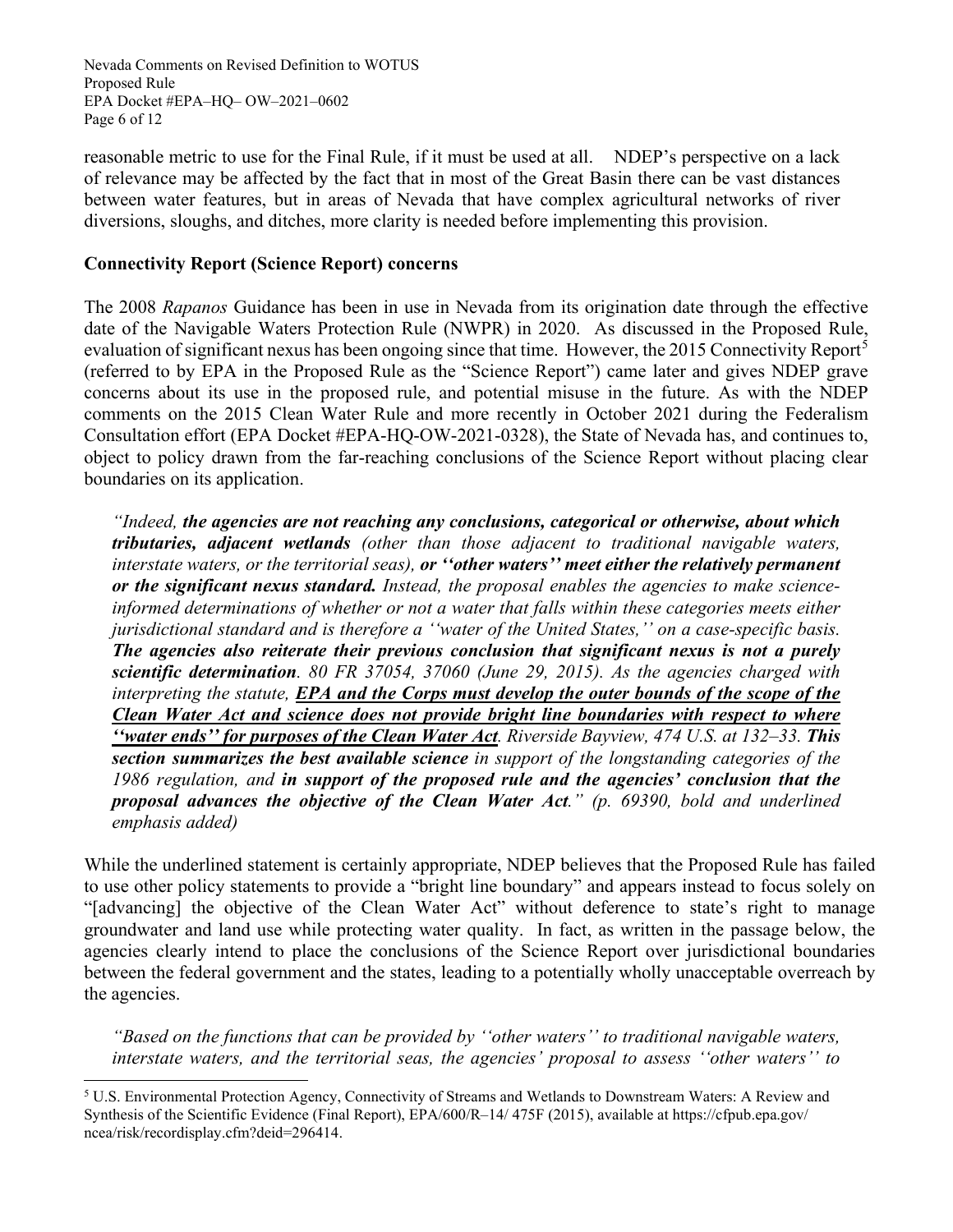reasonable metric to use for the Final Rule, if it must be used at all. NDEP's perspective on a lack of relevance may be affected by the fact that in most of the Great Basin there can be vast distances between water features, but in areas of Nevada that have complex agricultural networks of river diversions, sloughs, and ditches, more clarity is needed before implementing this provision.

**Connectivity Report (Science Report) concerns**

The 2008 *Rapanos* Guidance has been in use in Nevada from its origination date through the effective date of the Navigable Waters Protection Rule (NWPR) in 2020. As discussed in the Proposed Rule, evaluation of significant nexus has been ongoing since that time. However, the 2015 Connectivity Report[5] (referred to by EPA in the Proposed Rule as the "Science Report") came later and gives NDEP grave concerns about its use in the proposed rule, and potential misuse in the future. As with the NDEP comments on the 2015 Clean Water Rule and more recently in October 2021 during the Federalism Consultation effort (EPA Docket #EPA-HQ-OW-2021-0328), the State of Nevada has, and continues to, object to policy drawn from the far-reaching conclusions of the Science Report without placing clear boundaries on its application.

> *"Indeed,* ***the agencies are not reaching any conclusions, categorical or otherwise, about which tributaries, adjacent wetlands*** *(other than those adjacent to traditional navigable waters, interstate waters, or the territorial seas),* ***or ''other waters'' meet either the relatively permanent or the significant nexus standard.*** *Instead, the proposal enables the agencies to make science-informed determinations of whether or not a water that falls within these categories meets either jurisdictional standard and is therefore a ''water of the United States,'' on a case-specific basis.* ***The agencies also reiterate their previous conclusion that significant nexus is not a purely scientific determination****. 80 FR 37054, 37060 (June 29, 2015). As the agencies charged with interpreting the statute,* ***<u>EPA and the Corps must develop the outer bounds of the scope of the Clean Water Act and science does not provide bright line boundaries with respect to where ''water ends'' for purposes of the Clean Water Act</u>****. Riverside Bayview, 474 U.S. at 132–33.* ***This section summarizes the best available science*** *in support of the longstanding categories of the 1986 regulation, and* ***in support of the proposed rule and the agencies' conclusion that the proposal advances the objective of the Clean Water Act****." (p. 69390, bold and underlined emphasis added)*

While the underlined statement is certainly appropriate, NDEP believes that the Proposed Rule has failed to use other policy statements to provide a "bright line boundary" and appears instead to focus solely on "[advancing] the objective of the Clean Water Act" without deference to state's right to manage groundwater and land use while protecting water quality. In fact, as written in the passage below, the agencies clearly intend to place the conclusions of the Science Report over jurisdictional boundaries between the federal government and the states, leading to a potentially wholly unacceptable overreach by the agencies.

> *"Based on the functions that can be provided by ''other waters'' to traditional navigable waters, interstate waters, and the territorial seas, the agencies' proposal to assess ''other waters'' to*

[5] U.S. Environmental Protection Agency, Connectivity of Streams and Wetlands to Downstream Waters: A Review and Synthesis of the Scientific Evidence (Final Report), EPA/600/R–14/ 475F (2015), available at https://cfpub.epa.gov/ncea/risk/recordisplay.cfm?deid=296414.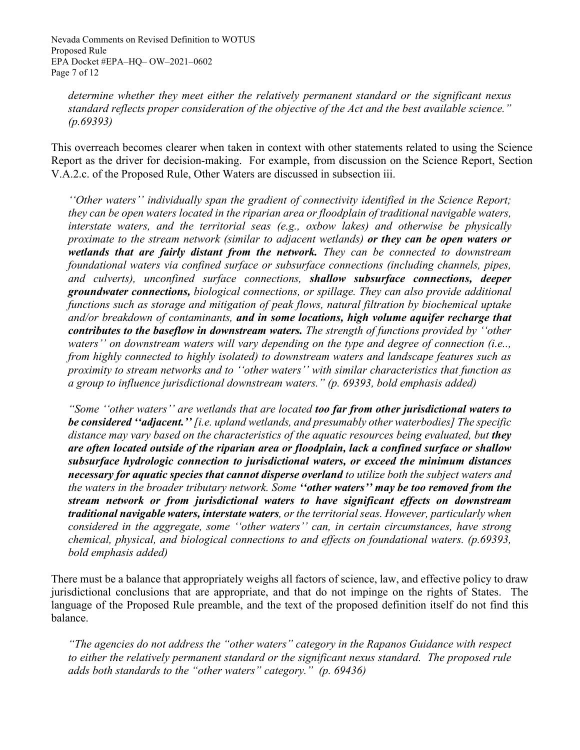*determine whether they meet either the relatively permanent standard or the significant nexus standard reflects proper consideration of the objective of the Act and the best available science." (p.69393)*

This overreach becomes clearer when taken in context with other statements related to using the Science Report as the driver for decision-making. For example, from discussion on the Science Report, Section V.A.2.c. of the Proposed Rule, Other Waters are discussed in subsection iii.

> *''Other waters'' individually span the gradient of connectivity identified in the Science Report; they can be open waters located in the riparian area or floodplain of traditional navigable waters, interstate waters, and the territorial seas (e.g., oxbow lakes) and otherwise be physically proximate to the stream network (similar to adjacent wetlands)* ***or they can be open waters or wetlands that are fairly distant from the network.*** *They can be connected to downstream foundational waters via confined surface or subsurface connections (including channels, pipes, and culverts), unconfined surface connections,* ***shallow subsurface connections, deeper groundwater connections,*** *biological connections, or spillage. They can also provide additional functions such as storage and mitigation of peak flows, natural filtration by biochemical uptake and/or breakdown of contaminants,* ***and in some locations, high volume aquifer recharge that contributes to the baseflow in downstream waters.*** *The strength of functions provided by ''other waters'' on downstream waters will vary depending on the type and degree of connection (i.e.., from highly connected to highly isolated) to downstream waters and landscape features such as proximity to stream networks and to ''other waters'' with similar characteristics that function as a group to influence jurisdictional downstream waters." (p. 69393, bold emphasis added)*

> *"Some ''other waters'' are wetlands that are located* ***too far from other jurisdictional waters to be considered ''adjacent.''*** *[i.e. upland wetlands, and presumably other waterbodies] The specific distance may vary based on the characteristics of the aquatic resources being evaluated, but* ***they are often located outside of the riparian area or floodplain, lack a confined surface or shallow subsurface hydrologic connection to jurisdictional waters, or exceed the minimum distances necessary for aquatic species that cannot disperse overland*** *to utilize both the subject waters and the waters in the broader tributary network. Some* ***''other waters'' may be too removed from the stream network or from jurisdictional waters to have significant effects on downstream traditional navigable waters, interstate waters****, or the territorial seas. However, particularly when considered in the aggregate, some ''other waters'' can, in certain circumstances, have strong chemical, physical, and biological connections to and effects on foundational waters. (p.69393, bold emphasis added)*

There must be a balance that appropriately weighs all factors of science, law, and effective policy to draw jurisdictional conclusions that are appropriate, and that do not impinge on the rights of States. The language of the Proposed Rule preamble, and the text of the proposed definition itself do not find this balance.

> *"The agencies do not address the "other waters" category in the Rapanos Guidance with respect to either the relatively permanent standard or the significant nexus standard. The proposed rule adds both standards to the "other waters" category." (p. 69436)*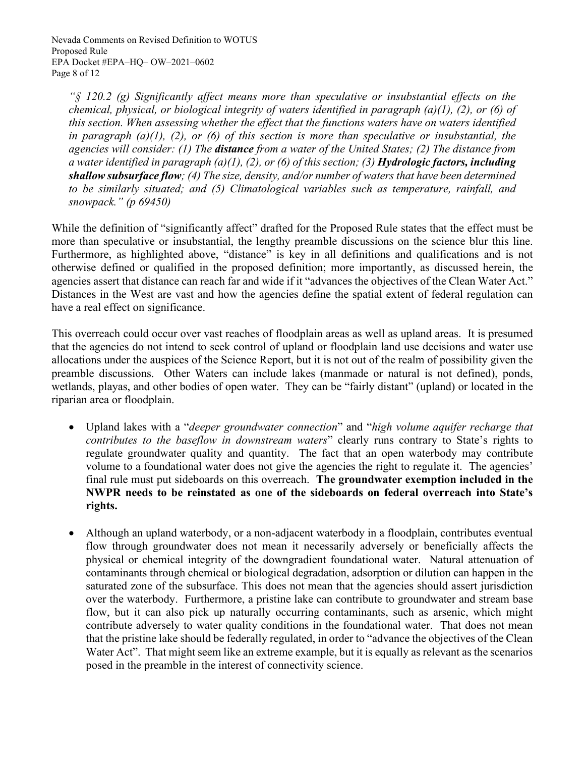*"§ 120.2 (g) Significantly affect means more than speculative or insubstantial effects on the chemical, physical, or biological integrity of waters identified in paragraph (a)(1), (2), or (6) of this section. When assessing whether the effect that the functions waters have on waters identified in paragraph (a)(1), (2), or (6) of this section is more than speculative or insubstantial, the agencies will consider: (1) The* ***distance*** *from a water of the United States; (2) The distance from a water identified in paragraph (a)(1), (2), or (6) of this section; (3)* ***Hydrologic factors, including shallow subsurface flow****; (4) The size, density, and/or number of waters that have been determined to be similarly situated; and (5) Climatological variables such as temperature, rainfall, and snowpack." (p 69450)*

While the definition of "significantly affect" drafted for the Proposed Rule states that the effect must be more than speculative or insubstantial, the lengthy preamble discussions on the science blur this line. Furthermore, as highlighted above, "distance" is key in all definitions and qualifications and is not otherwise defined or qualified in the proposed definition; more importantly, as discussed herein, the agencies assert that distance can reach far and wide if it "advances the objectives of the Clean Water Act." Distances in the West are vast and how the agencies define the spatial extent of federal regulation can have a real effect on significance.

This overreach could occur over vast reaches of floodplain areas as well as upland areas. It is presumed that the agencies do not intend to seek control of upland or floodplain land use decisions and water use allocations under the auspices of the Science Report, but it is not out of the realm of possibility given the preamble discussions. Other Waters can include lakes (manmade or natural is not defined), ponds, wetlands, playas, and other bodies of open water. They can be "fairly distant" (upland) or located in the riparian area or floodplain.

- Upland lakes with a "*deeper groundwater connection*" and "*high volume aquifer recharge that contributes to the baseflow in downstream waters*" clearly runs contrary to State's rights to regulate groundwater quality and quantity. The fact that an open waterbody may contribute volume to a foundational water does not give the agencies the right to regulate it. The agencies' final rule must put sideboards on this overreach. **The groundwater exemption included in the NWPR needs to be reinstated as one of the sideboards on federal overreach into State's rights.**
- Although an upland waterbody, or a non-adjacent waterbody in a floodplain, contributes eventual flow through groundwater does not mean it necessarily adversely or beneficially affects the physical or chemical integrity of the downgradient foundational water. Natural attenuation of contaminants through chemical or biological degradation, adsorption or dilution can happen in the saturated zone of the subsurface. This does not mean that the agencies should assert jurisdiction over the waterbody. Furthermore, a pristine lake can contribute to groundwater and stream base flow, but it can also pick up naturally occurring contaminants, such as arsenic, which might contribute adversely to water quality conditions in the foundational water. That does not mean that the pristine lake should be federally regulated, in order to "advance the objectives of the Clean Water Act". That might seem like an extreme example, but it is equally as relevant as the scenarios posed in the preamble in the interest of connectivity science.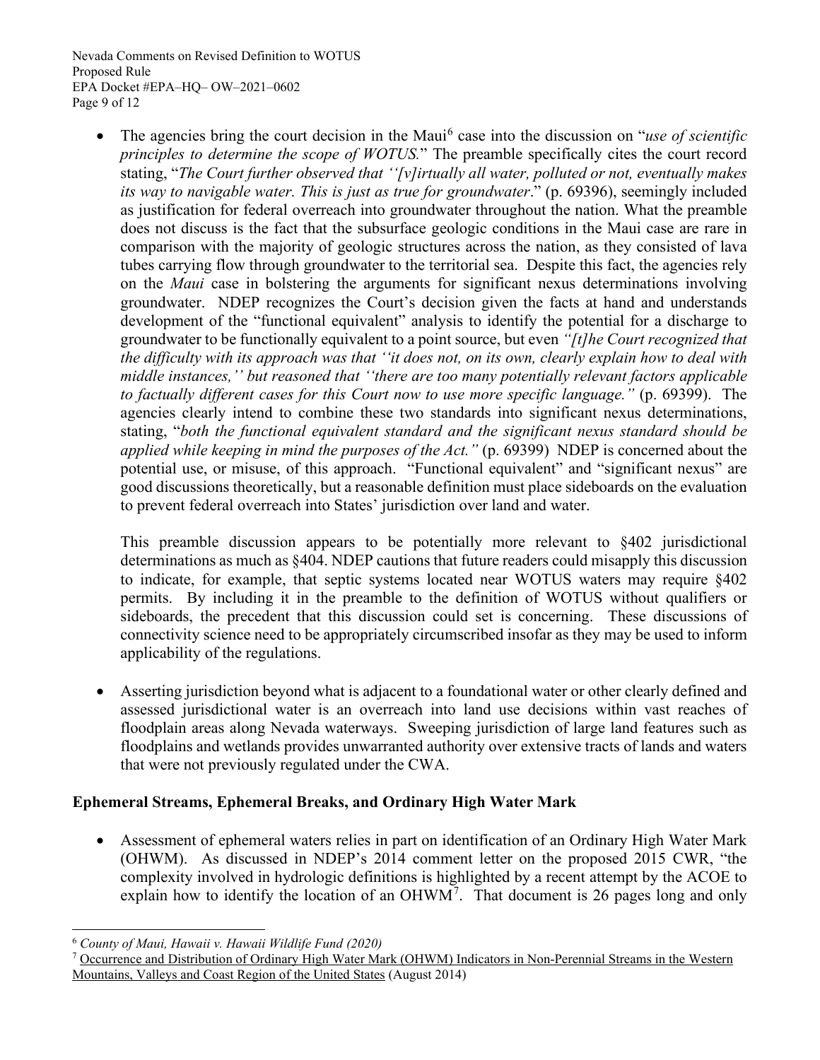- The agencies bring the court decision in the Maui[6] case into the discussion on "*use of scientific principles to determine the scope of WOTUS.*" The preamble specifically cites the court record stating, "*The Court further observed that ''[v]irtually all water, polluted or not, eventually makes its way to navigable water. This is just as true for groundwater*." (p. 69396), seemingly included as justification for federal overreach into groundwater throughout the nation. What the preamble does not discuss is the fact that the subsurface geologic conditions in the Maui case are rare in comparison with the majority of geologic structures across the nation, as they consisted of lava tubes carrying flow through groundwater to the territorial sea. Despite this fact, the agencies rely on the *Maui* case in bolstering the arguments for significant nexus determinations involving groundwater. NDEP recognizes the Court's decision given the facts at hand and understands development of the "functional equivalent" analysis to identify the potential for a discharge to groundwater to be functionally equivalent to a point source, but even *"[t]he Court recognized that the difficulty with its approach was that ''it does not, on its own, clearly explain how to deal with middle instances,'' but reasoned that ''there are too many potentially relevant factors applicable to factually different cases for this Court now to use more specific language."* (p. 69399). The agencies clearly intend to combine these two standards into significant nexus determinations, stating, "*both the functional equivalent standard and the significant nexus standard should be applied while keeping in mind the purposes of the Act."* (p. 69399) NDEP is concerned about the potential use, or misuse, of this approach. "Functional equivalent" and "significant nexus" are good discussions theoretically, but a reasonable definition must place sideboards on the evaluation to prevent federal overreach into States' jurisdiction over land and water.

  This preamble discussion appears to be potentially more relevant to §402 jurisdictional determinations as much as §404. NDEP cautions that future readers could misapply this discussion to indicate, for example, that septic systems located near WOTUS waters may require §402 permits. By including it in the preamble to the definition of WOTUS without qualifiers or sideboards, the precedent that this discussion could set is concerning. These discussions of connectivity science need to be appropriately circumscribed insofar as they may be used to inform applicability of the regulations.

- Asserting jurisdiction beyond what is adjacent to a foundational water or other clearly defined and assessed jurisdictional water is an overreach into land use decisions within vast reaches of floodplain areas along Nevada waterways. Sweeping jurisdiction of large land features such as floodplains and wetlands provides unwarranted authority over extensive tracts of lands and waters that were not previously regulated under the CWA.

**Ephemeral Streams, Ephemeral Breaks, and Ordinary High Water Mark**

- Assessment of ephemeral waters relies in part on identification of an Ordinary High Water Mark (OHWM). As discussed in NDEP's 2014 comment letter on the proposed 2015 CWR, "the complexity involved in hydrologic definitions is highlighted by a recent attempt by the ACOE to explain how to identify the location of an OHWM[7]. That document is 26 pages long and only

---

[6] *County of Maui, Hawaii v. Hawaii Wildlife Fund (2020)*

[7] Occurrence and Distribution of Ordinary High Water Mark (OHWM) Indicators in Non-Perennial Streams in the Western Mountains, Valleys and Coast Region of the United States (August 2014)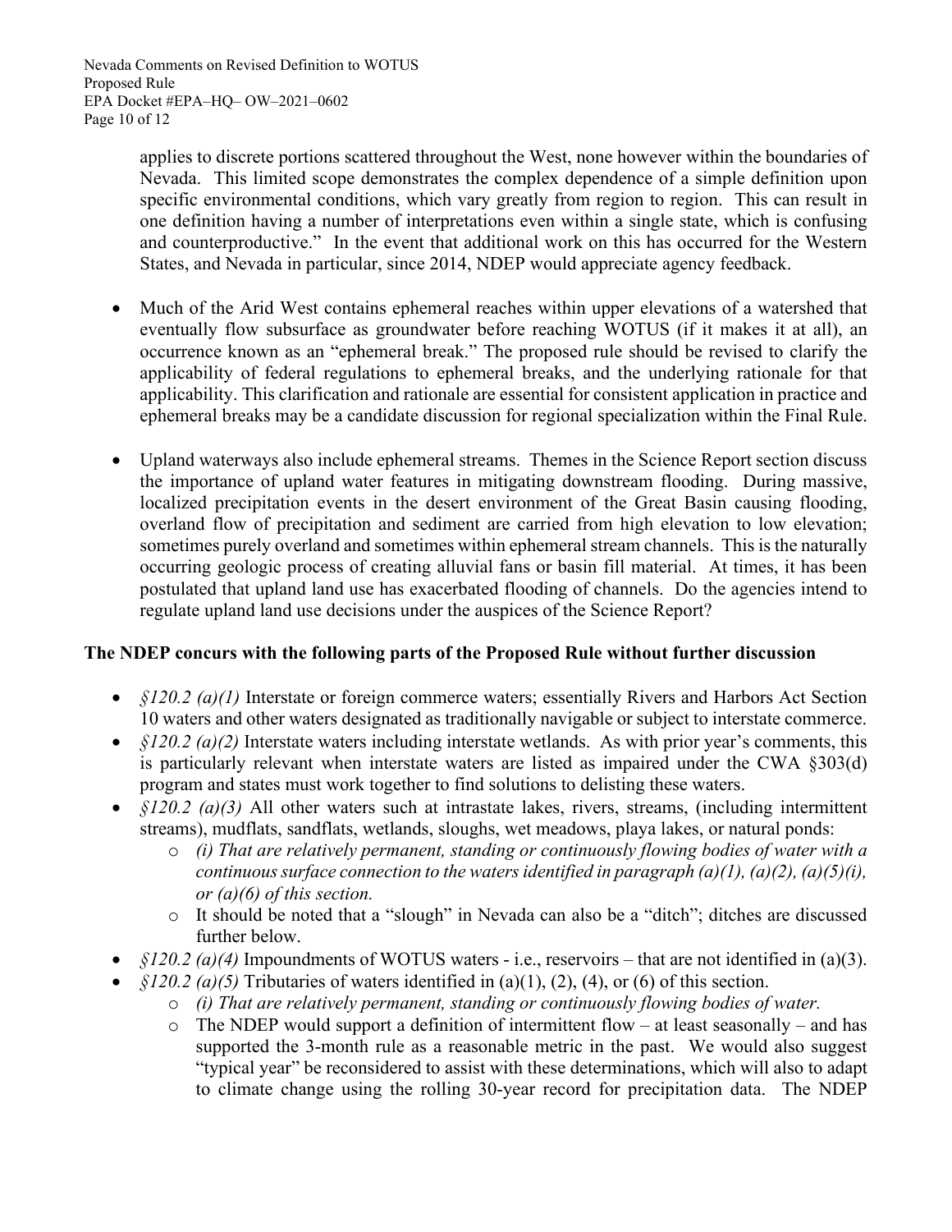applies to discrete portions scattered throughout the West, none however within the boundaries of Nevada. This limited scope demonstrates the complex dependence of a simple definition upon specific environmental conditions, which vary greatly from region to region. This can result in one definition having a number of interpretations even within a single state, which is confusing and counterproductive." In the event that additional work on this has occurred for the Western States, and Nevada in particular, since 2014, NDEP would appreciate agency feedback.

- Much of the Arid West contains ephemeral reaches within upper elevations of a watershed that eventually flow subsurface as groundwater before reaching WOTUS (if it makes it at all), an occurrence known as an "ephemeral break." The proposed rule should be revised to clarify the applicability of federal regulations to ephemeral breaks, and the underlying rationale for that applicability. This clarification and rationale are essential for consistent application in practice and ephemeral breaks may be a candidate discussion for regional specialization within the Final Rule.

- Upland waterways also include ephemeral streams. Themes in the Science Report section discuss the importance of upland water features in mitigating downstream flooding. During massive, localized precipitation events in the desert environment of the Great Basin causing flooding, overland flow of precipitation and sediment are carried from high elevation to low elevation; sometimes purely overland and sometimes within ephemeral stream channels. This is the naturally occurring geologic process of creating alluvial fans or basin fill material. At times, it has been postulated that upland land use has exacerbated flooding of channels. Do the agencies intend to regulate upland land use decisions under the auspices of the Science Report?

**The NDEP concurs with the following parts of the Proposed Rule without further discussion**

- *§120.2 (a)(1)* Interstate or foreign commerce waters; essentially Rivers and Harbors Act Section 10 waters and other waters designated as traditionally navigable or subject to interstate commerce.
- *§120.2 (a)(2)* Interstate waters including interstate wetlands. As with prior year's comments, this is particularly relevant when interstate waters are listed as impaired under the CWA §303(d) program and states must work together to find solutions to delisting these waters.
- *§120.2 (a)(3)* All other waters such at intrastate lakes, rivers, streams, (including intermittent streams), mudflats, sandflats, wetlands, sloughs, wet meadows, playa lakes, or natural ponds:
  - *(i) That are relatively permanent, standing or continuously flowing bodies of water with a continuous surface connection to the waters identified in paragraph (a)(1), (a)(2), (a)(5)(i), or (a)(6) of this section.*
  - It should be noted that a "slough" in Nevada can also be a "ditch"; ditches are discussed further below.
- *§120.2 (a)(4)* Impoundments of WOTUS waters - i.e., reservoirs – that are not identified in (a)(3).
- *§120.2 (a)(5)* Tributaries of waters identified in (a)(1), (2), (4), or (6) of this section.
  - *(i) That are relatively permanent, standing or continuously flowing bodies of water.*
  - The NDEP would support a definition of intermittent flow – at least seasonally – and has supported the 3-month rule as a reasonable metric in the past. We would also suggest "typical year" be reconsidered to assist with these determinations, which will also to adapt to climate change using the rolling 30-year record for precipitation data. The NDEP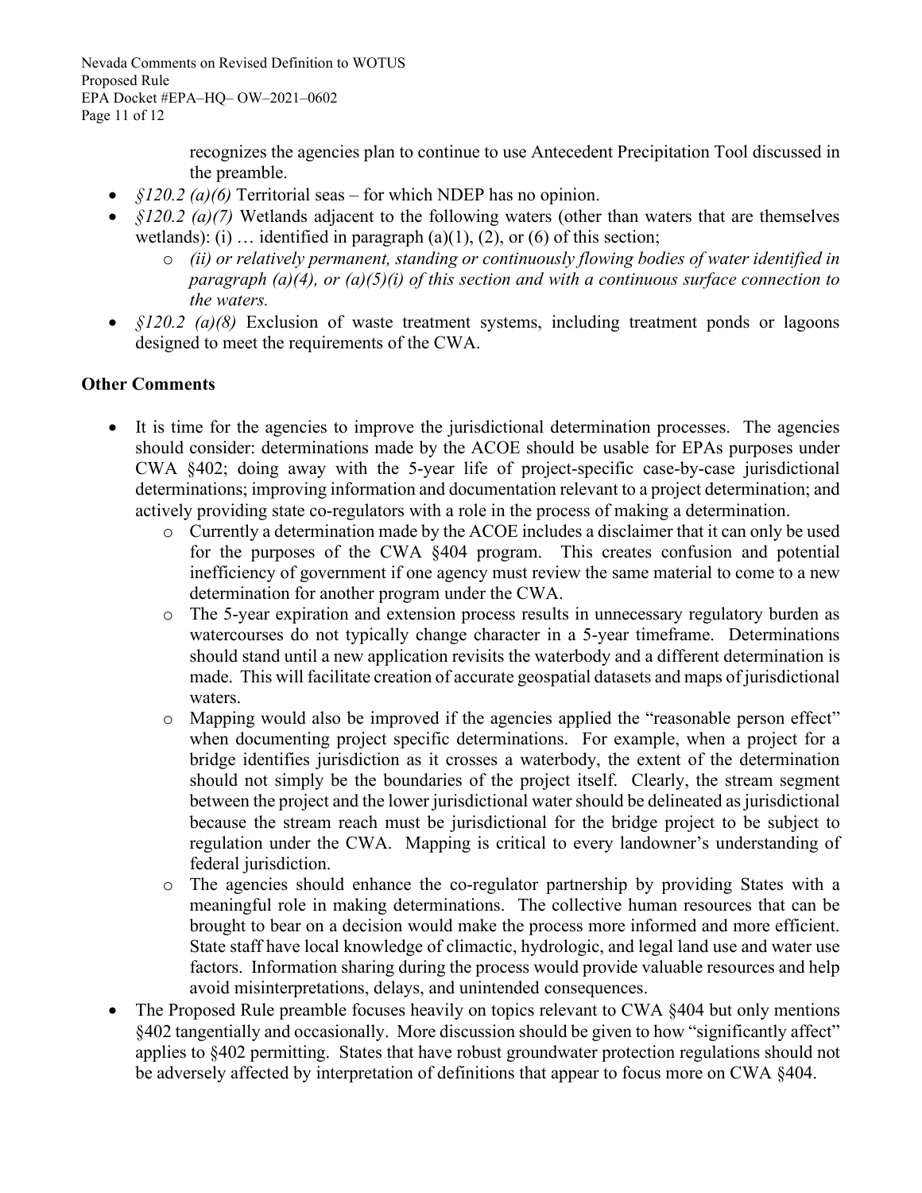recognizes the agencies plan to continue to use Antecedent Precipitation Tool discussed in the preamble.

- *§120.2 (a)(6)* Territorial seas – for which NDEP has no opinion.
- *§120.2 (a)(7)* Wetlands adjacent to the following waters (other than waters that are themselves wetlands): (i) … identified in paragraph (a)(1), (2), or (6) of this section;
  - *(ii) or relatively permanent, standing or continuously flowing bodies of water identified in paragraph (a)(4), or (a)(5)(i) of this section and with a continuous surface connection to the waters.*
- *§120.2 (a)(8)* Exclusion of waste treatment systems, including treatment ponds or lagoons designed to meet the requirements of the CWA.

**Other Comments**

- It is time for the agencies to improve the jurisdictional determination processes. The agencies should consider: determinations made by the ACOE should be usable for EPAs purposes under CWA §402; doing away with the 5-year life of project-specific case-by-case jurisdictional determinations; improving information and documentation relevant to a project determination; and actively providing state co-regulators with a role in the process of making a determination.
  - Currently a determination made by the ACOE includes a disclaimer that it can only be used for the purposes of the CWA §404 program. This creates confusion and potential inefficiency of government if one agency must review the same material to come to a new determination for another program under the CWA.
  - The 5-year expiration and extension process results in unnecessary regulatory burden as watercourses do not typically change character in a 5-year timeframe. Determinations should stand until a new application revisits the waterbody and a different determination is made. This will facilitate creation of accurate geospatial datasets and maps of jurisdictional waters.
  - Mapping would also be improved if the agencies applied the "reasonable person effect" when documenting project specific determinations. For example, when a project for a bridge identifies jurisdiction as it crosses a waterbody, the extent of the determination should not simply be the boundaries of the project itself. Clearly, the stream segment between the project and the lower jurisdictional water should be delineated as jurisdictional because the stream reach must be jurisdictional for the bridge project to be subject to regulation under the CWA. Mapping is critical to every landowner's understanding of federal jurisdiction.
  - The agencies should enhance the co-regulator partnership by providing States with a meaningful role in making determinations. The collective human resources that can be brought to bear on a decision would make the process more informed and more efficient. State staff have local knowledge of climactic, hydrologic, and legal land use and water use factors. Information sharing during the process would provide valuable resources and help avoid misinterpretations, delays, and unintended consequences.
- The Proposed Rule preamble focuses heavily on topics relevant to CWA §404 but only mentions §402 tangentially and occasionally. More discussion should be given to how "significantly affect" applies to §402 permitting. States that have robust groundwater protection regulations should not be adversely affected by interpretation of definitions that appear to focus more on CWA §404.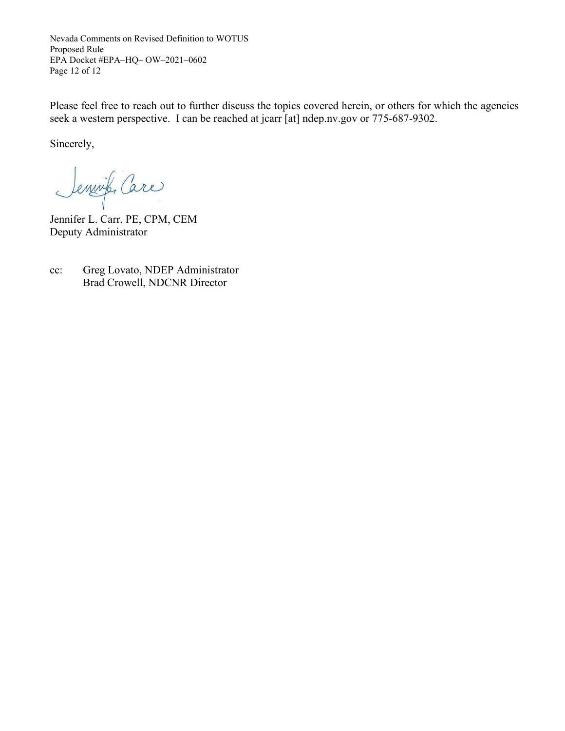Please feel free to reach out to further discuss the topics covered herein, or others for which the agencies seek a western perspective. I can be reached at jcarr [at] ndep.nv.gov or 775-687-9302.

Sincerely,

Jennifer L. Carr, PE, CPM, CEM
Deputy Administrator

cc: Greg Lovato, NDEP Administrator
Brad Crowell, NDCNR Director